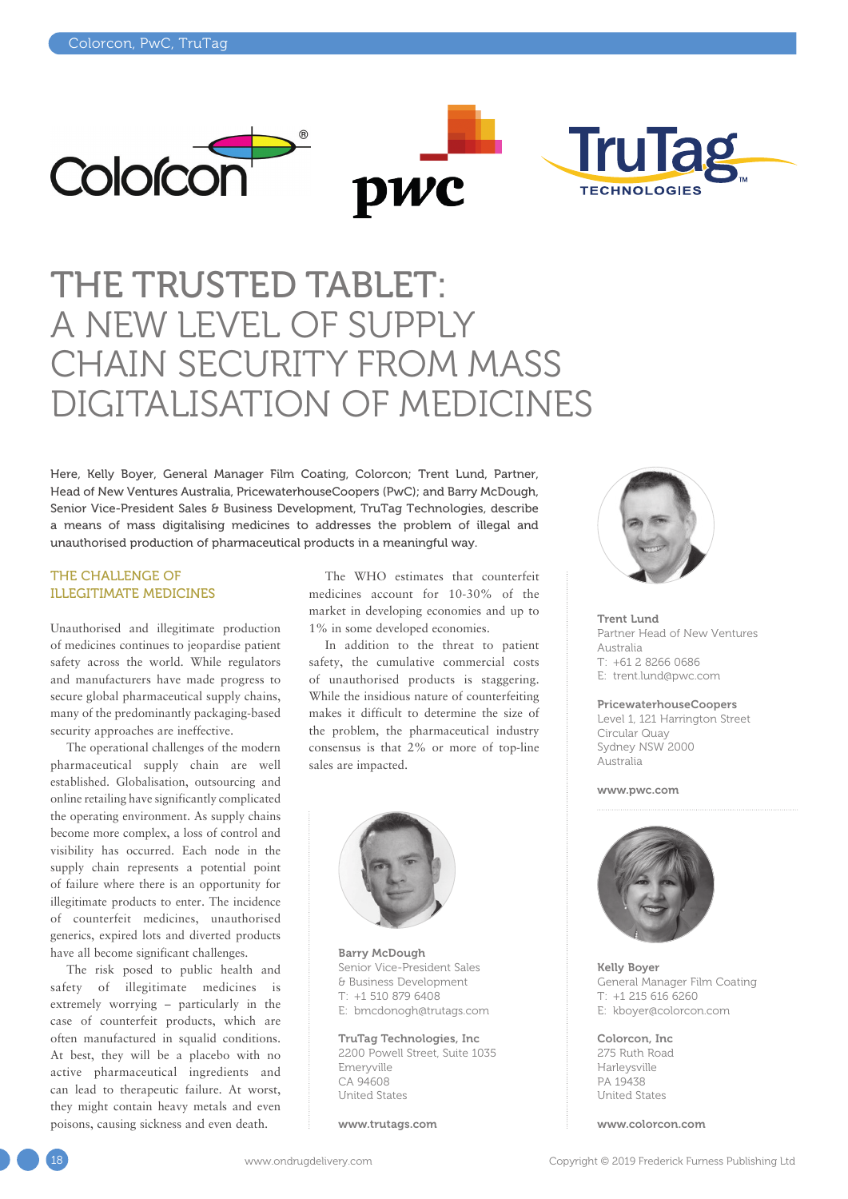# THE TRUSTED TABLET: A NEW LEVEL OF SUPPLY CHAIN SECURITY FROM MASS DIGITALISATION OF MEDICINES

Here, Kelly Boyer, General Manager Film Coating, Colorcon; Trent Lund, Partner, Head of New Ventures Australia, PricewaterhouseCoopers (PwC); and Barry McDough, Senior Vice-President Sales & Business Development, TruTag Technologies, describe a means of mass digitalising medicines to addresses the problem of illegal and unauthorised production of pharmaceutical products in a meaningful way.

## THE CHALLENGE OF ILLEGITIMATE MEDICINES

Unauthorised and illegitimate production of medicines continues to jeopardise patient safety across the world. While regulators and manufacturers have made progress to secure global pharmaceutical supply chains, many of the predominantly packaging-based security approaches are ineffective.

The operational challenges of the modern pharmaceutical supply chain are well established. Globalisation, outsourcing and online retailing have significantly complicated the operating environment. As supply chains become more complex, a loss of control and visibility has occurred. Each node in the supply chain represents a potential point of failure where there is an opportunity for illegitimate products to enter. The incidence of counterfeit medicines, unauthorised generics, expired lots and diverted products have all become significant challenges.

The risk posed to public health and safety of illegitimate medicines is extremely worrying – particularly in the case of counterfeit products, which are often manufactured in squalid conditions. At best, they will be a placebo with no active pharmaceutical ingredients and can lead to therapeutic failure. At worst, they might contain heavy metals and even poisons, causing sickness and even death.

The WHO estimates that counterfeit medicines account for 10-30% of the market in developing economies and up to 1% in some developed economies.

In addition to the threat to patient safety, the cumulative commercial costs of unauthorised products is staggering. While the insidious nature of counterfeiting makes it difficult to determine the size of the problem, the pharmaceutical industry consensus is that 2% or more of top-line sales are impacted.

**Barry McDough**
Senior Vice-President Sales & Business Development
T: +1 510 879 6408
E: bmcdonogh@trutags.com

**TruTag Technologies, Inc**
2200 Powell Street, Suite 1035
Emeryville
CA 94608
United States

**www.trutags.com**

**Trent Lund**
Partner Head of New Ventures Australia
T: +61 2 8266 0686
E: trent.lund@pwc.com

**PricewaterhouseCoopers**
Level 1, 121 Harrington Street
Circular Quay
Sydney NSW 2000
Australia

**www.pwc.com**

**Kelly Boyer**
General Manager Film Coating
T: +1 215 616 6260
E: kboyer@colorcon.com

**Colorcon, Inc**
275 Ruth Road
Harleysville
PA 19438
United States

**www.colorcon.com**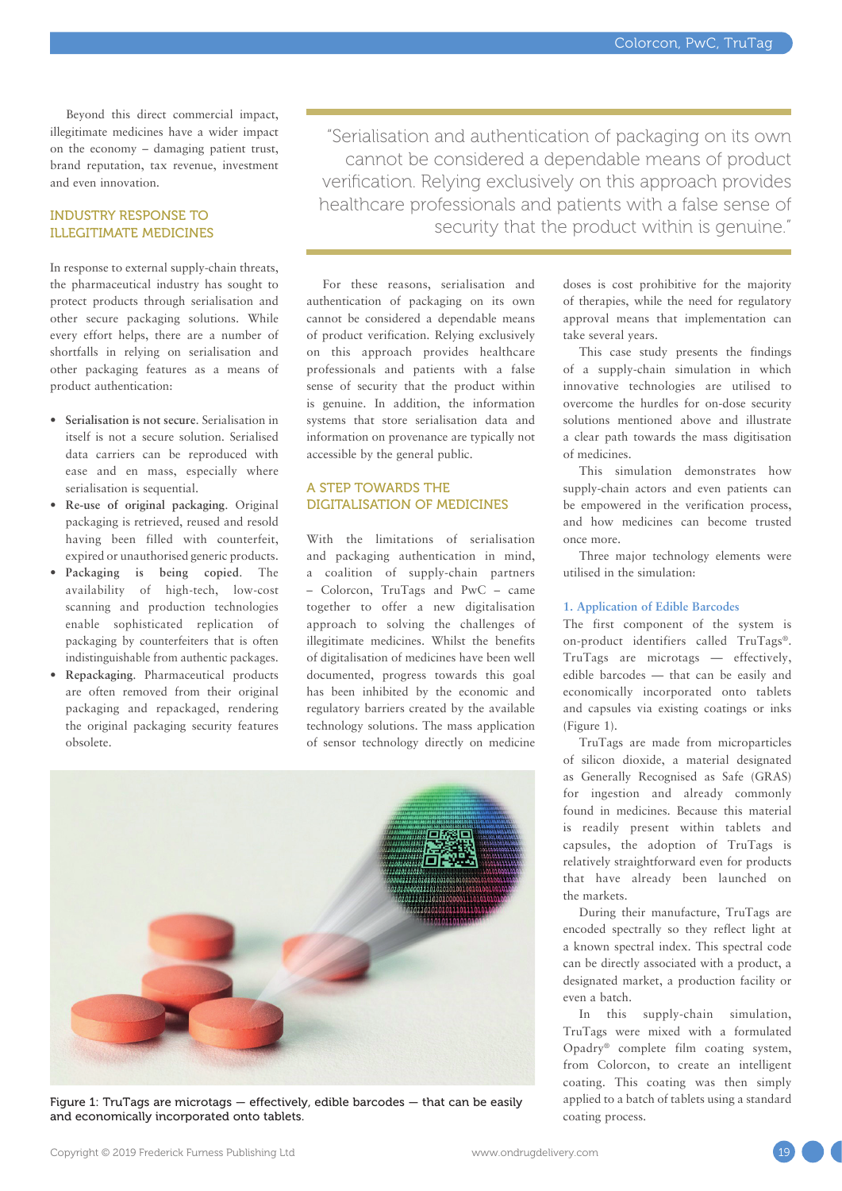Beyond this direct commercial impact, illegitimate medicines have a wider impact on the economy – damaging patient trust, brand reputation, tax revenue, investment and even innovation.

## INDUSTRY RESPONSE TO ILLEGITIMATE MEDICINES

In response to external supply-chain threats, the pharmaceutical industry has sought to protect products through serialisation and other secure packaging solutions. While every effort helps, there are a number of shortfalls in relying on serialisation and other packaging features as a means of product authentication:

- **Serialisation is not secure**. Serialisation in itself is not a secure solution. Serialised data carriers can be reproduced with ease and en mass, especially where serialisation is sequential.
- **Re-use of original packaging**. Original packaging is retrieved, reused and resold having been filled with counterfeit, expired or unauthorised generic products.
- **Packaging is being copied**. The availability of high-tech, low-cost scanning and production technologies enable sophisticated replication of packaging by counterfeiters that is often indistinguishable from authentic packages.
- **Repackaging**. Pharmaceutical products are often removed from their original packaging and repackaged, rendering the original packaging security features obsolete.

> "Serialisation and authentication of packaging on its own cannot be considered a dependable means of product verification. Relying exclusively on this approach provides healthcare professionals and patients with a false sense of security that the product within is genuine."

For these reasons, serialisation and authentication of packaging on its own cannot be considered a dependable means of product verification. Relying exclusively on this approach provides healthcare professionals and patients with a false sense of security that the product within is genuine. In addition, the information systems that store serialisation data and information on provenance are typically not accessible by the general public.

## A STEP TOWARDS THE DIGITALISATION OF MEDICINES

With the limitations of serialisation and packaging authentication in mind, a coalition of supply-chain partners – Colorcon, TruTags and PwC – came together to offer a new digitalisation approach to solving the challenges of illegitimate medicines. Whilst the benefits of digitalisation of medicines have been well documented, progress towards this goal has been inhibited by the economic and regulatory barriers created by the available technology solutions. The mass application of sensor technology directly on medicine doses is cost prohibitive for the majority of therapies, while the need for regulatory approval means that implementation can take several years.

This case study presents the findings of a supply-chain simulation in which innovative technologies are utilised to overcome the hurdles for on-dose security solutions mentioned above and illustrate a clear path towards the mass digitisation of medicines.

This simulation demonstrates how supply-chain actors and even patients can be empowered in the verification process, and how medicines can become trusted once more.

Three major technology elements were utilised in the simulation:

### 1. Application of Edible Barcodes

The first component of the system is on-product identifiers called TruTags®. TruTags are microtags — effectively, edible barcodes — that can be easily and economically incorporated onto tablets and capsules via existing coatings or inks (Figure 1).

TruTags are made from microparticles of silicon dioxide, a material designated as Generally Recognised as Safe (GRAS) for ingestion and already commonly found in medicines. Because this material is readily present within tablets and capsules, the adoption of TruTags is relatively straightforward even for products that have already been launched on the markets.

During their manufacture, TruTags are encoded spectrally so they reflect light at a known spectral index. This spectral code can be directly associated with a product, a designated market, a production facility or even a batch.

In this supply-chain simulation, TruTags were mixed with a formulated Opadry® complete film coating system, from Colorcon, to create an intelligent coating. This coating was then simply applied to a batch of tablets using a standard coating process.

Figure 1: TruTags are microtags — effectively, edible barcodes — that can be easily and economically incorporated onto tablets.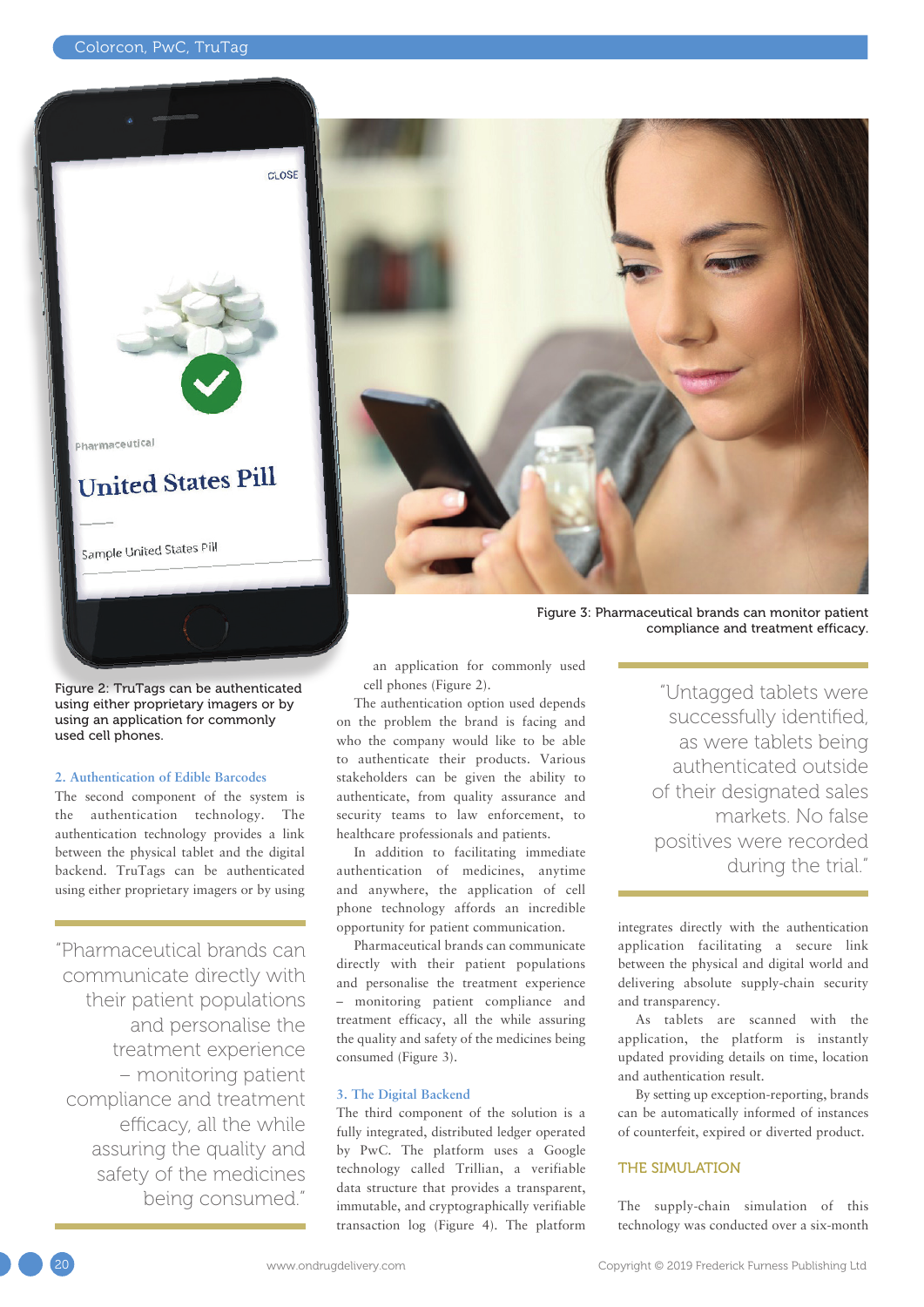Figure 2: TruTags can be authenticated using either proprietary imagers or by using an application for commonly used cell phones.

Figure 3: Pharmaceutical brands can monitor patient compliance and treatment efficacy.

### 2. Authentication of Edible Barcodes

The second component of the system is the authentication technology. The authentication technology provides a link between the physical tablet and the digital backend. TruTags can be authenticated using either proprietary imagers or by using an application for commonly used cell phones (Figure 2).

> "Pharmaceutical brands can communicate directly with their patient populations and personalise the treatment experience – monitoring patient compliance and treatment efficacy, all the while assuring the quality and safety of the medicines being consumed."

The authentication option used depends on the problem the brand is facing and who the company would like to be able to authenticate their products. Various stakeholders can be given the ability to authenticate, from quality assurance and security teams to law enforcement, to healthcare professionals and patients.

In addition to facilitating immediate authentication of medicines, anytime and anywhere, the application of cell phone technology affords an incredible opportunity for patient communication.

Pharmaceutical brands can communicate directly with their patient populations and personalise the treatment experience – monitoring patient compliance and treatment efficacy, all the while assuring the quality and safety of the medicines being consumed (Figure 3).

### 3. The Digital Backend

The third component of the solution is a fully integrated, distributed ledger operated by PwC. The platform uses a Google technology called Trillian, a verifiable data structure that provides a transparent, immutable, and cryptographically verifiable transaction log (Figure 4). The platform integrates directly with the authentication application facilitating a secure link between the physical and digital world and delivering absolute supply-chain security and transparency.

> "Untagged tablets were successfully identified, as were tablets being authenticated outside of their designated sales markets. No false positives were recorded during the trial."

As tablets are scanned with the application, the platform is instantly updated providing details on time, location and authentication result.

By setting up exception-reporting, brands can be automatically informed of instances of counterfeit, expired or diverted product.

## THE SIMULATION

The supply-chain simulation of this technology was conducted over a six-month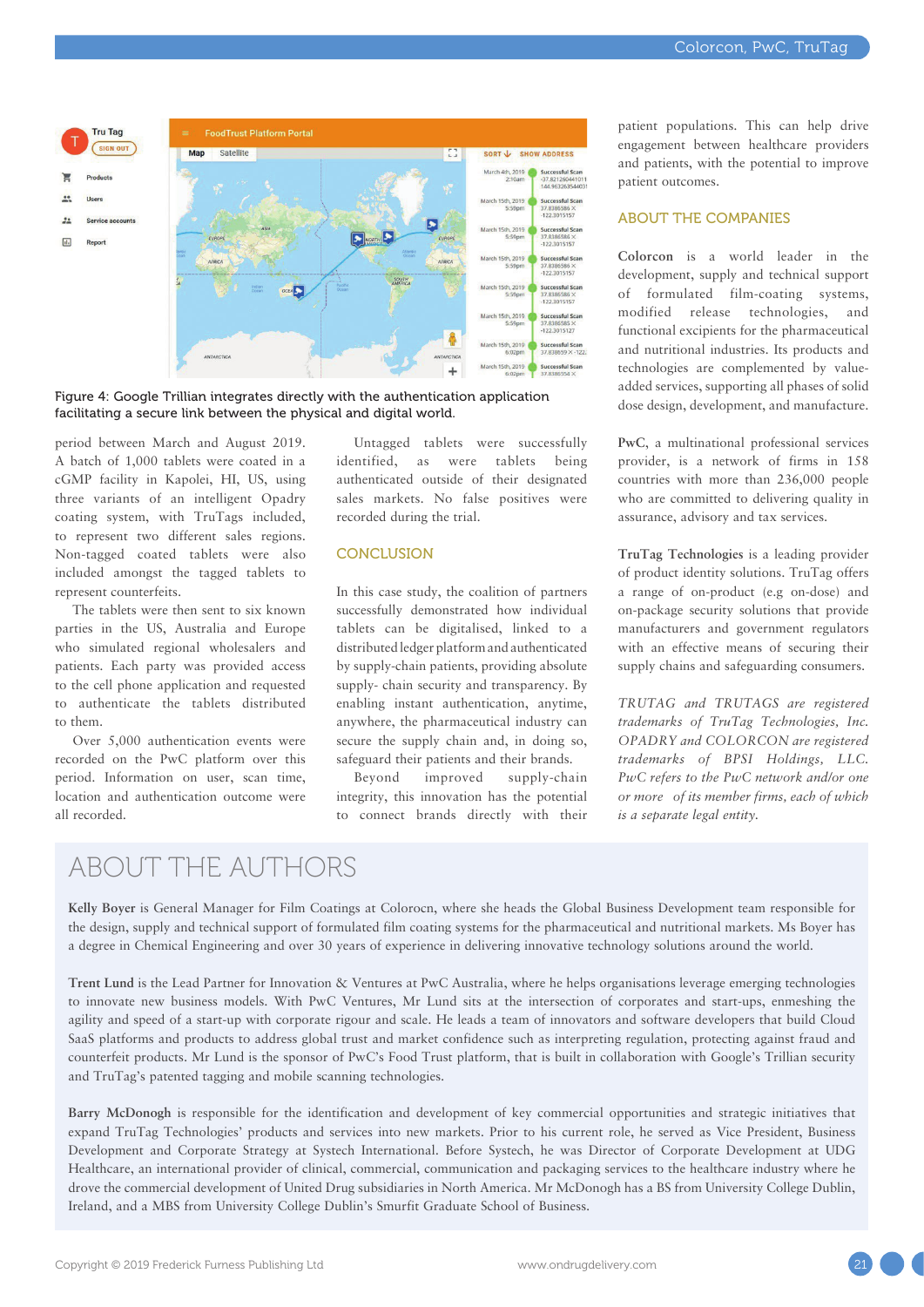Figure 4: Google Trillian integrates directly with the authentication application facilitating a secure link between the physical and digital world.

period between March and August 2019. A batch of 1,000 tablets were coated in a cGMP facility in Kapolei, HI, US, using three variants of an intelligent Opadry coating system, with TruTags included, to represent two different sales regions. Non-tagged coated tablets were also included amongst the tagged tablets to represent counterfeits.

The tablets were then sent to six known parties in the US, Australia and Europe who simulated regional wholesalers and patients. Each party was provided access to the cell phone application and requested to authenticate the tablets distributed to them.

Over 5,000 authentication events were recorded on the PwC platform over this period. Information on user, scan time, location and authentication outcome were all recorded.

Untagged tablets were successfully identified, as were tablets being authenticated outside of their designated sales markets. No false positives were recorded during the trial.

## CONCLUSION

In this case study, the coalition of partners successfully demonstrated how individual tablets can be digitalised, linked to a distributed ledger platform and authenticated by supply-chain patients, providing absolute supply- chain security and transparency. By enabling instant authentication, anytime, anywhere, the pharmaceutical industry can secure the supply chain and, in doing so, safeguard their patients and their brands.

Beyond improved supply-chain integrity, this innovation has the potential to connect brands directly with their patient populations. This can help drive engagement between healthcare providers and patients, with the potential to improve patient outcomes.

## ABOUT THE COMPANIES

**Colorcon** is a world leader in the development, supply and technical support of formulated film-coating systems, modified release technologies, and functional excipients for the pharmaceutical and nutritional industries. Its products and technologies are complemented by value-added services, supporting all phases of solid dose design, development, and manufacture.

**PwC**, a multinational professional services provider, is a network of firms in 158 countries with more than 236,000 people who are committed to delivering quality in assurance, advisory and tax services.

**TruTag Technologies** is a leading provider of product identity solutions. TruTag offers a range of on-product (e.g on-dose) and on-package security solutions that provide manufacturers and government regulators with an effective means of securing their supply chains and safeguarding consumers.

*TRUTAG and TRUTAGS are registered trademarks of TruTag Technologies, Inc. OPADRY and COLORCON are registered trademarks of BPSI Holdings, LLC. PwC refers to the PwC network and/or one or more of its member firms, each of which is a separate legal entity.*

# ABOUT THE AUTHORS

**Kelly Boyer** is General Manager for Film Coatings at Colorocn, where she heads the Global Business Development team responsible for the design, supply and technical support of formulated film coating systems for the pharmaceutical and nutritional markets. Ms Boyer has a degree in Chemical Engineering and over 30 years of experience in delivering innovative technology solutions around the world.

**Trent Lund** is the Lead Partner for Innovation & Ventures at PwC Australia, where he helps organisations leverage emerging technologies to innovate new business models. With PwC Ventures, Mr Lund sits at the intersection of corporates and start-ups, enmeshing the agility and speed of a start-up with corporate rigour and scale. He leads a team of innovators and software developers that build Cloud SaaS platforms and products to address global trust and market confidence such as interpreting regulation, protecting against fraud and counterfeit products. Mr Lund is the sponsor of PwC's Food Trust platform, that is built in collaboration with Google's Trillian security and TruTag's patented tagging and mobile scanning technologies.

**Barry McDonogh** is responsible for the identification and development of key commercial opportunities and strategic initiatives that expand TruTag Technologies' products and services into new markets. Prior to his current role, he served as Vice President, Business Development and Corporate Strategy at Systech International. Before Systech, he was Director of Corporate Development at UDG Healthcare, an international provider of clinical, commercial, communication and packaging services to the healthcare industry where he drove the commercial development of United Drug subsidiaries in North America. Mr McDonogh has a BS from University College Dublin, Ireland, and a MBS from University College Dublin's Smurfit Graduate School of Business.